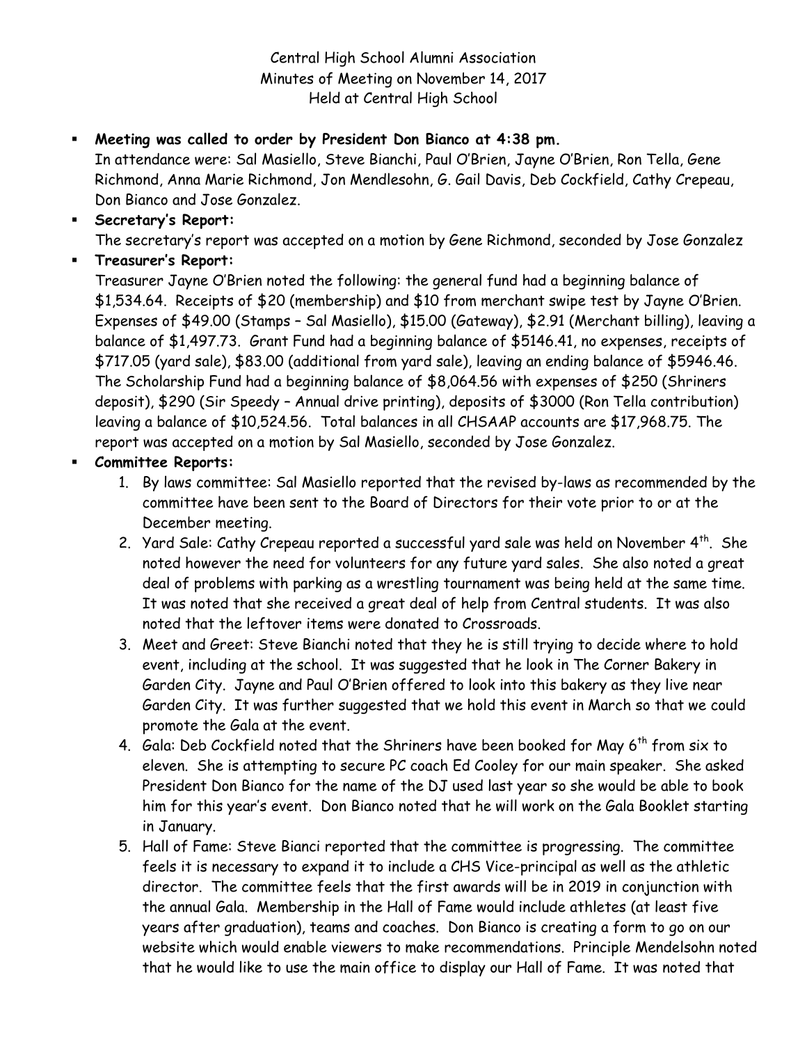Central High School Alumni Association
Minutes of Meeting on November 14, 2017
Held at Central High School

- **Meeting was called to order by President Don Bianco at 4:38 pm.**
  In attendance were: Sal Masiello, Steve Bianchi, Paul O'Brien, Jayne O'Brien, Ron Tella, Gene Richmond, Anna Marie Richmond, Jon Mendlesohn, G. Gail Davis, Deb Cockfield, Cathy Crepeau, Don Bianco and Jose Gonzalez.
- **Secretary's Report:**
  The secretary's report was accepted on a motion by Gene Richmond, seconded by Jose Gonzalez
- **Treasurer's Report:**
  Treasurer Jayne O'Brien noted the following: the general fund had a beginning balance of $1,534.64. Receipts of $20 (membership) and $10 from merchant swipe test by Jayne O'Brien. Expenses of $49.00 (Stamps – Sal Masiello), $15.00 (Gateway), $2.91 (Merchant billing), leaving a balance of $1,497.73. Grant Fund had a beginning balance of $5146.41, no expenses, receipts of $717.05 (yard sale), $83.00 (additional from yard sale), leaving an ending balance of $5946.46. The Scholarship Fund had a beginning balance of $8,064.56 with expenses of $250 (Shriners deposit), $290 (Sir Speedy – Annual drive printing), deposits of $3000 (Ron Tella contribution) leaving a balance of $10,524.56. Total balances in all CHSAAP accounts are $17,968.75. The report was accepted on a motion by Sal Masiello, seconded by Jose Gonzalez.
- **Committee Reports:**
  1. By laws committee: Sal Masiello reported that the revised by-laws as recommended by the committee have been sent to the Board of Directors for their vote prior to or at the December meeting.
  2. Yard Sale: Cathy Crepeau reported a successful yard sale was held on November 4th. She noted however the need for volunteers for any future yard sales. She also noted a great deal of problems with parking as a wrestling tournament was being held at the same time. It was noted that she received a great deal of help from Central students. It was also noted that the leftover items were donated to Crossroads.
  3. Meet and Greet: Steve Bianchi noted that they he is still trying to decide where to hold event, including at the school. It was suggested that he look in The Corner Bakery in Garden City. Jayne and Paul O'Brien offered to look into this bakery as they live near Garden City. It was further suggested that we hold this event in March so that we could promote the Gala at the event.
  4. Gala: Deb Cockfield noted that the Shriners have been booked for May 6th from six to eleven. She is attempting to secure PC coach Ed Cooley for our main speaker. She asked President Don Bianco for the name of the DJ used last year so she would be able to book him for this year's event. Don Bianco noted that he will work on the Gala Booklet starting in January.
  5. Hall of Fame: Steve Bianci reported that the committee is progressing. The committee feels it is necessary to expand it to include a CHS Vice-principal as well as the athletic director. The committee feels that the first awards will be in 2019 in conjunction with the annual Gala. Membership in the Hall of Fame would include athletes (at least five years after graduation), teams and coaches. Don Bianco is creating a form to go on our website which would enable viewers to make recommendations. Principle Mendelsohn noted that he would like to use the main office to display our Hall of Fame. It was noted that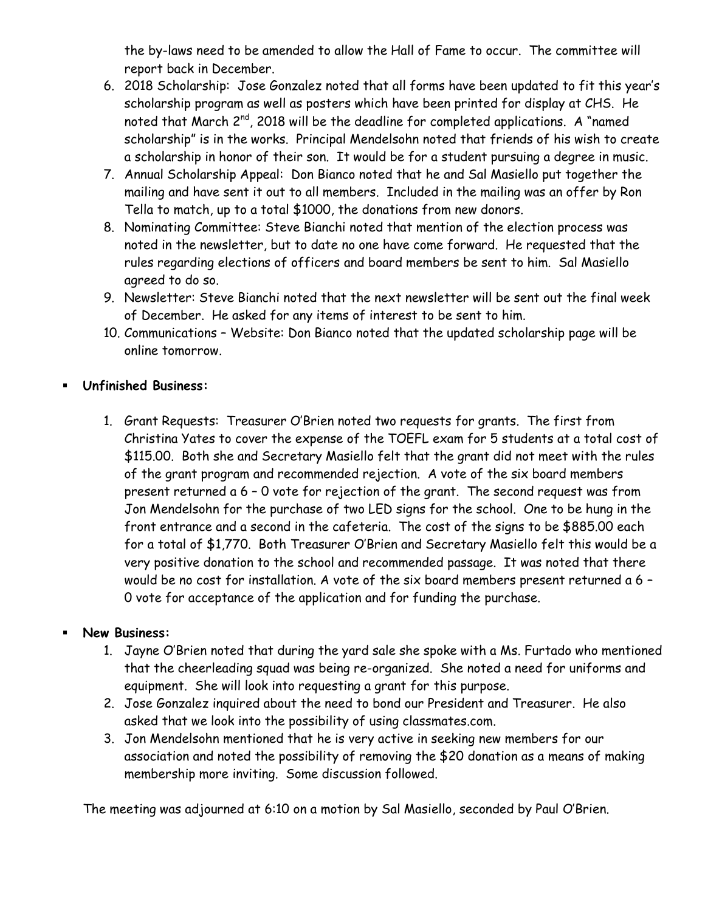the by-laws need to be amended to allow the Hall of Fame to occur. The committee will report back in December.

6. 2018 Scholarship: Jose Gonzalez noted that all forms have been updated to fit this year's scholarship program as well as posters which have been printed for display at CHS. He noted that March 2nd, 2018 will be the deadline for completed applications. A "named scholarship" is in the works. Principal Mendelsohn noted that friends of his wish to create a scholarship in honor of their son. It would be for a student pursuing a degree in music.
7. Annual Scholarship Appeal: Don Bianco noted that he and Sal Masiello put together the mailing and have sent it out to all members. Included in the mailing was an offer by Ron Tella to match, up to a total $1000, the donations from new donors.
8. Nominating Committee: Steve Bianchi noted that mention of the election process was noted in the newsletter, but to date no one have come forward. He requested that the rules regarding elections of officers and board members be sent to him. Sal Masiello agreed to do so.
9. Newsletter: Steve Bianchi noted that the next newsletter will be sent out the final week of December. He asked for any items of interest to be sent to him.
10. Communications – Website: Don Bianco noted that the updated scholarship page will be online tomorrow.

- **Unfinished Business:**

    1. Grant Requests: Treasurer O'Brien noted two requests for grants. The first from Christina Yates to cover the expense of the TOEFL exam for 5 students at a total cost of $115.00. Both she and Secretary Masiello felt that the grant did not meet with the rules of the grant program and recommended rejection. A vote of the six board members present returned a 6 – 0 vote for rejection of the grant. The second request was from Jon Mendelsohn for the purchase of two LED signs for the school. One to be hung in the front entrance and a second in the cafeteria. The cost of the signs to be $885.00 each for a total of $1,770. Both Treasurer O'Brien and Secretary Masiello felt this would be a very positive donation to the school and recommended passage. It was noted that there would be no cost for installation. A vote of the six board members present returned a 6 – 0 vote for acceptance of the application and for funding the purchase.

- **New Business:**
    1. Jayne O'Brien noted that during the yard sale she spoke with a Ms. Furtado who mentioned that the cheerleading squad was being re-organized. She noted a need for uniforms and equipment. She will look into requesting a grant for this purpose.
    2. Jose Gonzalez inquired about the need to bond our President and Treasurer. He also asked that we look into the possibility of using classmates.com.
    3. Jon Mendelsohn mentioned that he is very active in seeking new members for our association and noted the possibility of removing the $20 donation as a means of making membership more inviting. Some discussion followed.

The meeting was adjourned at 6:10 on a motion by Sal Masiello, seconded by Paul O'Brien.